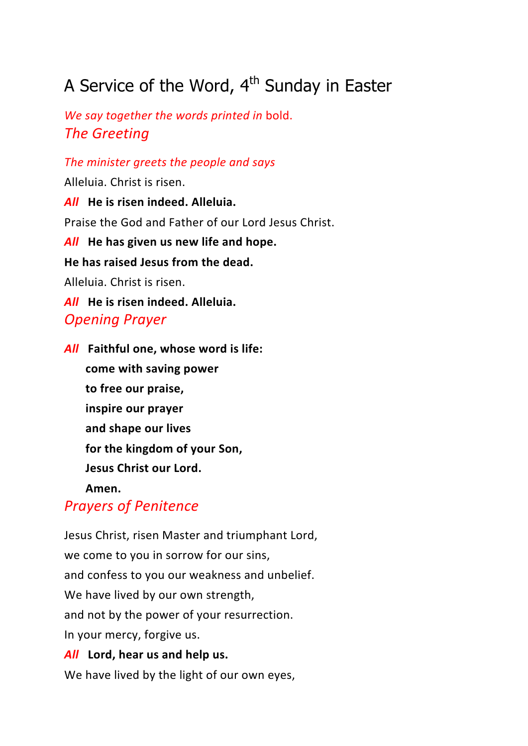# A Service of the Word, 4th Sunday in Easter

*We say together the words printed in* **bold.**

## *The Greeting*

*The minister greets the people and says*

Alleluia. Christ is risen.

***All*** **He is risen indeed. Alleluia.**

Praise the God and Father of our Lord Jesus Christ.

***All*** **He has given us new life and hope.**

**He has raised Jesus from the dead.**

Alleluia. Christ is risen.

***All*** **He is risen indeed. Alleluia.**

## *Opening Prayer*

***All*** **Faithful one, whose word is life:**
**come with saving power**
**to free our praise,**
**inspire our prayer**
**and shape our lives**
**for the kingdom of your Son,**
**Jesus Christ our Lord.**
**Amen.**

## *Prayers of Penitence*

Jesus Christ, risen Master and triumphant Lord,
we come to you in sorrow for our sins,
and confess to you our weakness and unbelief.
We have lived by our own strength,
and not by the power of your resurrection.
In your mercy, forgive us.

***All*** **Lord, hear us and help us.**

We have lived by the light of our own eyes,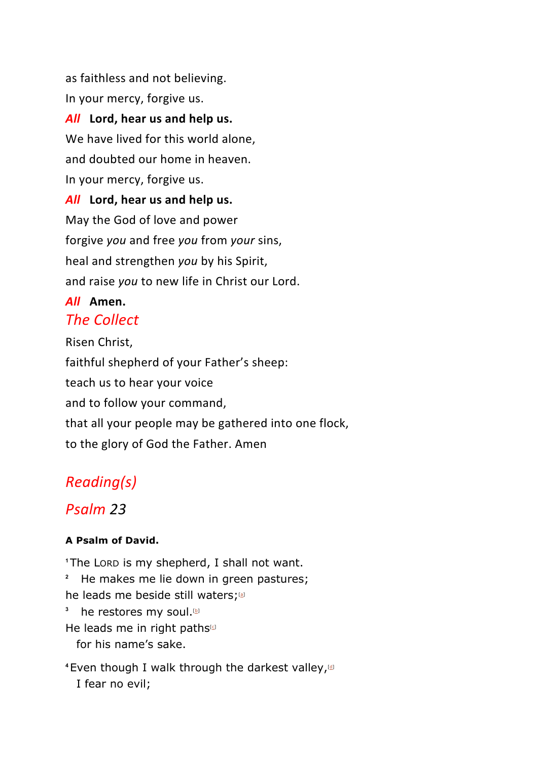as faithless and not believing.

In your mercy, forgive us.

***All*** **Lord, hear us and help us.**

We have lived for this world alone,

and doubted our home in heaven.

In your mercy, forgive us.

***All*** **Lord, hear us and help us.**

May the God of love and power

forgive *you* and free *you* from *your* sins,

heal and strengthen *you* by his Spirit,

and raise *you* to new life in Christ our Lord.

***All*** **Amen.**

## *The Collect*

Risen Christ,

faithful shepherd of your Father's sheep:

teach us to hear your voice

and to follow your command,

that all your people may be gathered into one flock,

to the glory of God the Father. Amen

## *Reading(s)*

## *Psalm 23*

**A Psalm of David.**

[1] The LORD is my shepherd, I shall not want.

[2] He makes me lie down in green pastures;

he leads me beside still waters;[a]

[3] he restores my soul.[b]

He leads me in right paths[c]

for his name's sake.

[4] Even though I walk through the darkest valley,[d]

I fear no evil;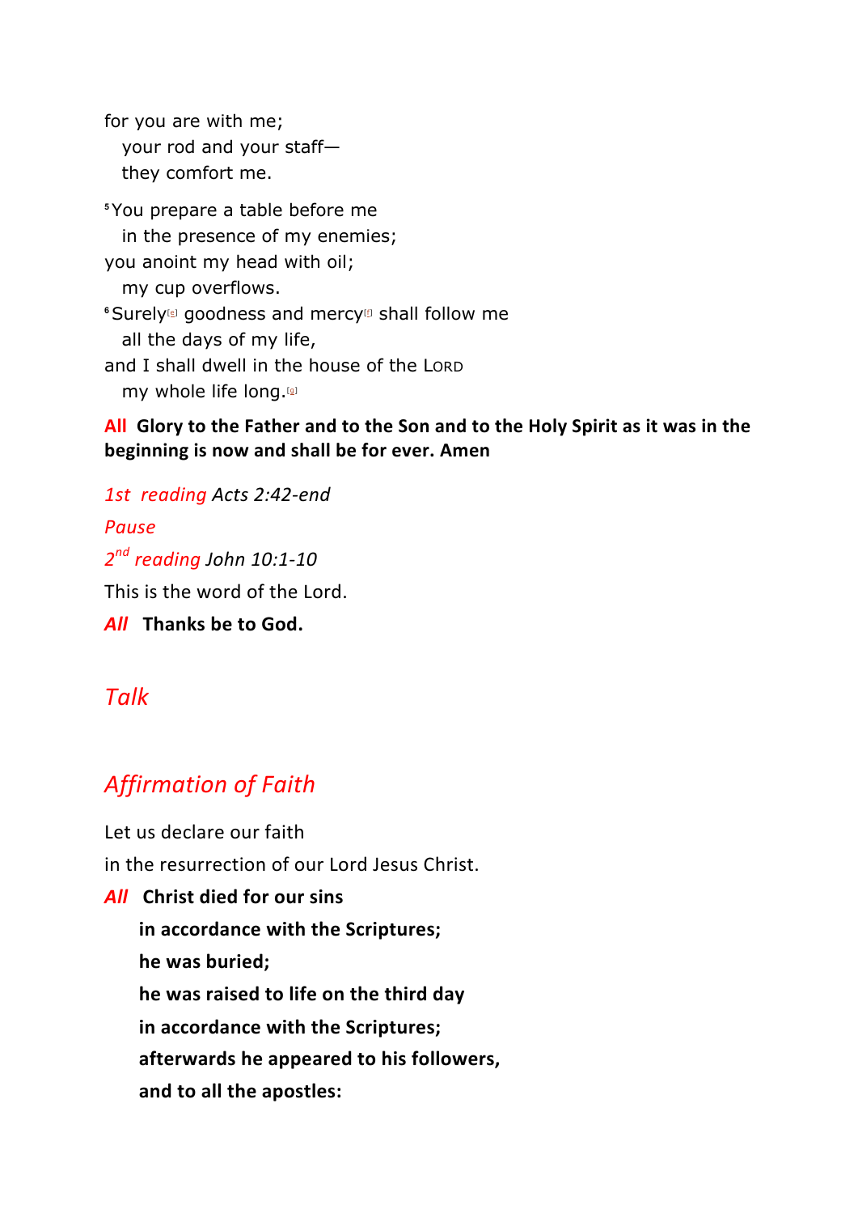for you are with me;
  your rod and your staff—
  they comfort me.

[5]You prepare a table before me
  in the presence of my enemies;
you anoint my head with oil;
  my cup overflows.
[6]Surely[e] goodness and mercy[f] shall follow me
  all the days of my life,
and I shall dwell in the house of the LORD
  my whole life long.[g]

**All Glory to the Father and to the Son and to the Holy Spirit as it was in the beginning is now and shall be for ever. Amen**

*1st reading Acts 2:42-end*

*Pause*

*2nd reading John 10:1-10*

This is the word of the Lord.

***All*** **Thanks be to God.**

## *Talk*

## *Affirmation of Faith*

Let us declare our faith

in the resurrection of our Lord Jesus Christ.

***All*** **Christ died for our sins**

**in accordance with the Scriptures;**

**he was buried;**

**he was raised to life on the third day**

**in accordance with the Scriptures;**

**afterwards he appeared to his followers,**

**and to all the apostles:**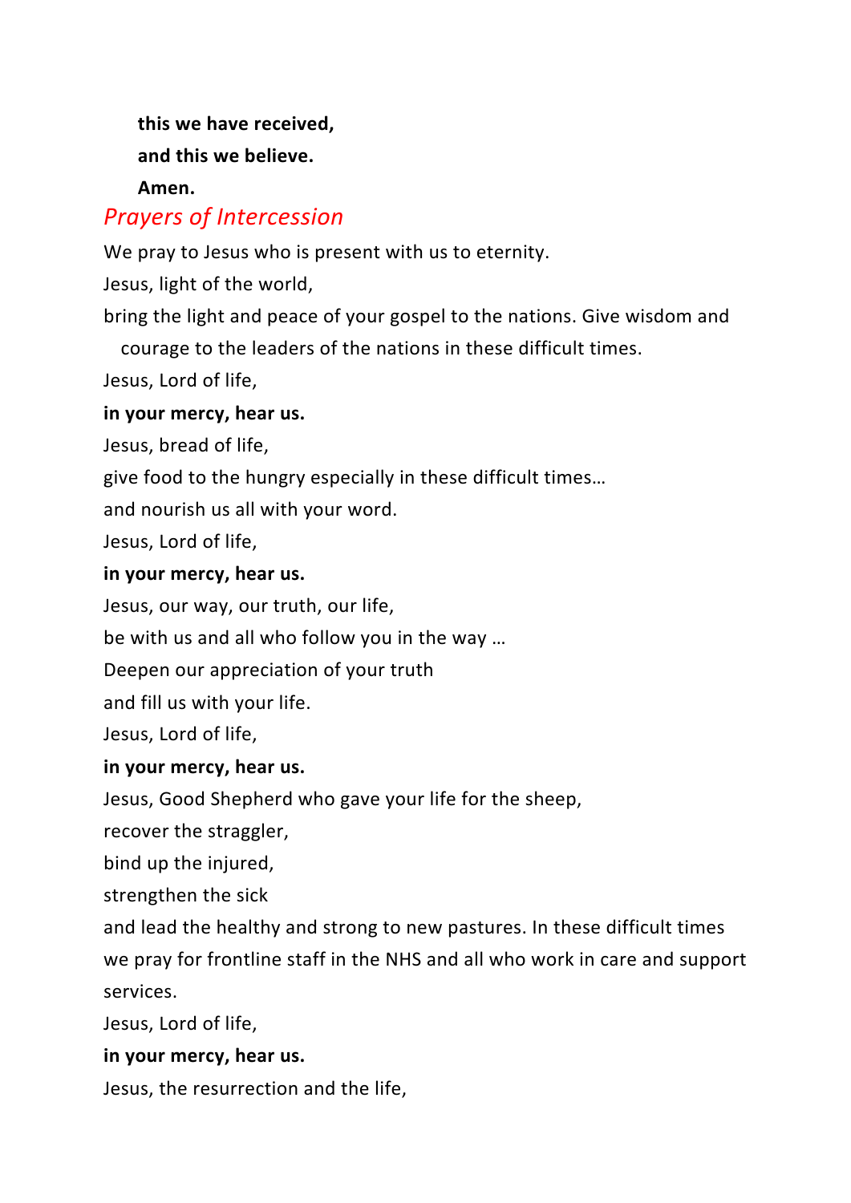**this we have received,**

**and this we believe.**

**Amen.**

## *Prayers of Intercession*

We pray to Jesus who is present with us to eternity.

Jesus, light of the world,

bring the light and peace of your gospel to the nations. Give wisdom and courage to the leaders of the nations in these difficult times.

Jesus, Lord of life,

**in your mercy, hear us.**

Jesus, bread of life,

give food to the hungry especially in these difficult times…

and nourish us all with your word.

Jesus, Lord of life,

**in your mercy, hear us.**

Jesus, our way, our truth, our life,

be with us and all who follow you in the way …

Deepen our appreciation of your truth

and fill us with your life.

Jesus, Lord of life,

**in your mercy, hear us.**

Jesus, Good Shepherd who gave your life for the sheep,

recover the straggler,

bind up the injured,

strengthen the sick

and lead the healthy and strong to new pastures. In these difficult times we pray for frontline staff in the NHS and all who work in care and support services.

Jesus, Lord of life,

**in your mercy, hear us.**

Jesus, the resurrection and the life,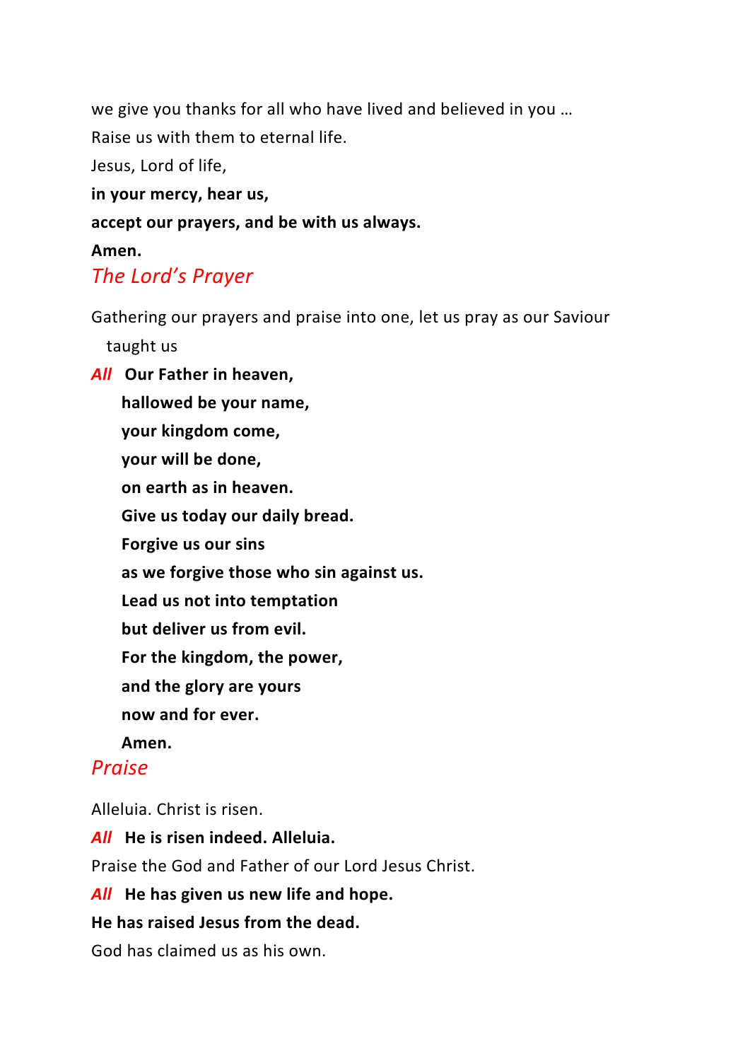we give you thanks for all who have lived and believed in you …

Raise us with them to eternal life.

Jesus, Lord of life,

**in your mercy, hear us,**

**accept our prayers, and be with us always.**

**Amen.**

## *The Lord's Prayer*

Gathering our prayers and praise into one, let us pray as our Saviour taught us

*All* **Our Father in heaven,**

**hallowed be your name,**

**your kingdom come,**

**your will be done,**

**on earth as in heaven.**

**Give us today our daily bread.**

**Forgive us our sins**

**as we forgive those who sin against us.**

**Lead us not into temptation**

**but deliver us from evil.**

**For the kingdom, the power,**

**and the glory are yours**

**now and for ever.**

**Amen.**

## *Praise*

Alleluia. Christ is risen.

*All* **He is risen indeed. Alleluia.**

Praise the God and Father of our Lord Jesus Christ.

*All* **He has given us new life and hope.**

**He has raised Jesus from the dead.**

God has claimed us as his own.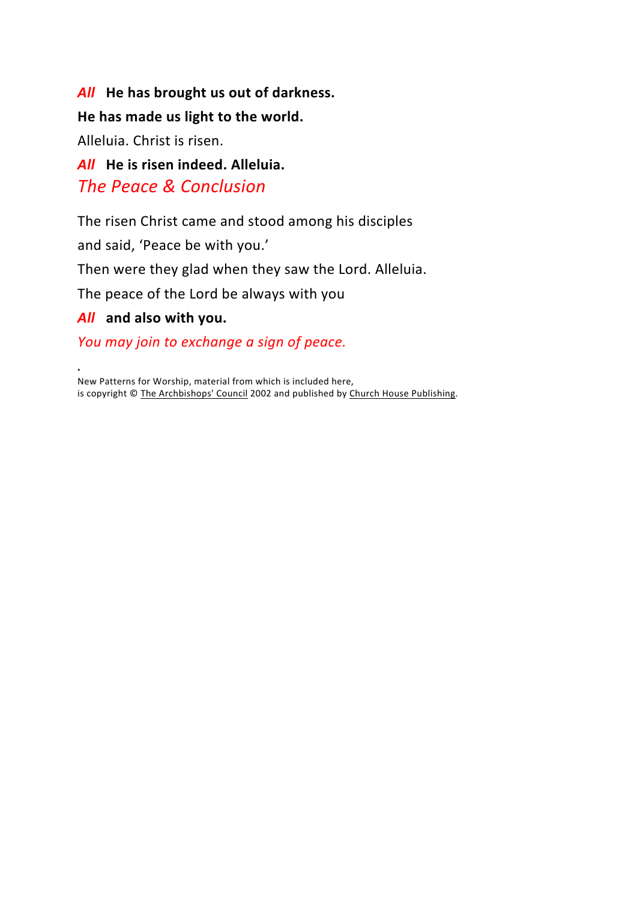*All* **He has brought us out of darkness.**

**He has made us light to the world.**

Alleluia. Christ is risen.

*All* **He is risen indeed. Alleluia.**

## *The Peace & Conclusion*

The risen Christ came and stood among his disciples

and said, 'Peace be with you.'

Then were they glad when they saw the Lord. Alleluia.

The peace of the Lord be always with you

*All* **and also with you.**

*You may join to exchange a sign of peace.*

.

New Patterns for Worship, material from which is included here,
is copyright © The Archbishops' Council 2002 and published by Church House Publishing.